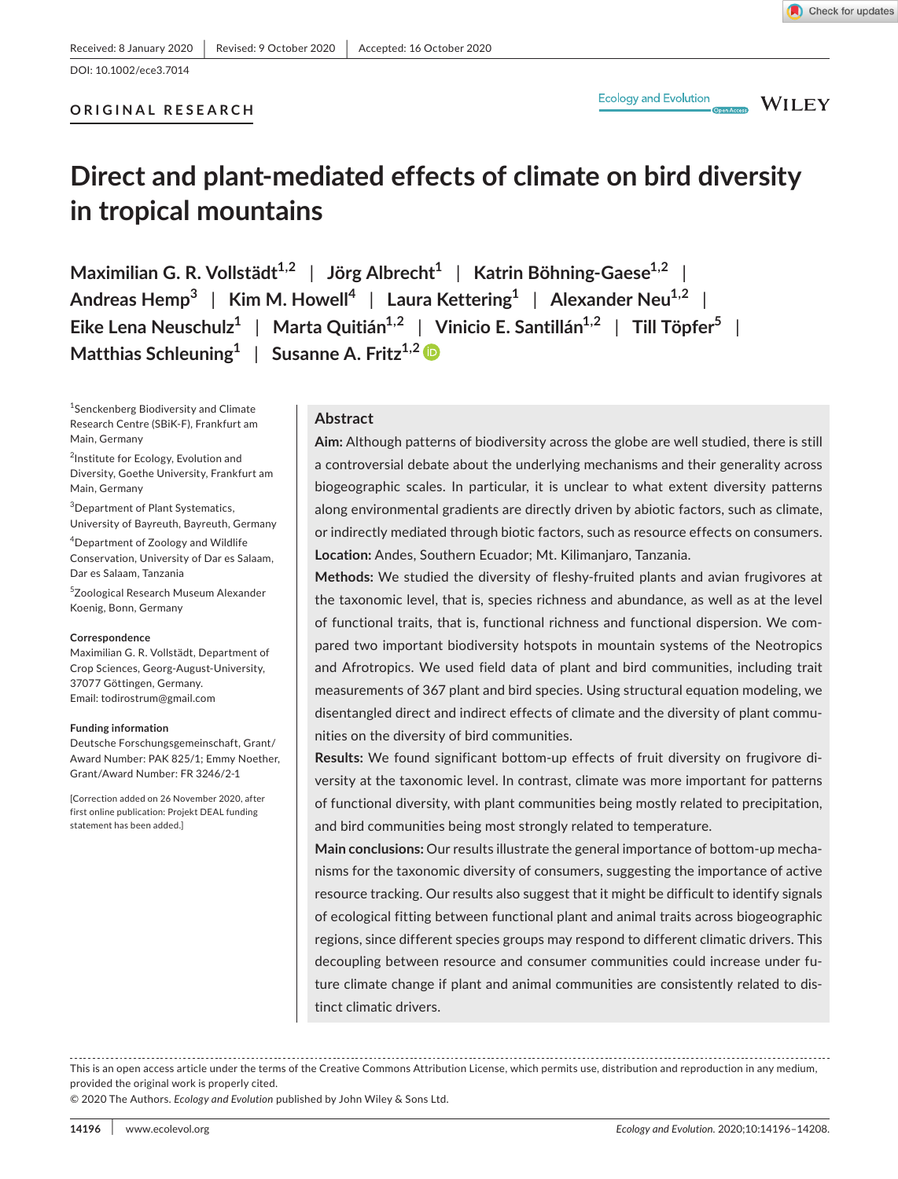Received: 8 January 2020 | Revised: 9 October 2020 | Accepted: 16 October 2020

DOI: 10.1002/ece3.7014

ORIGINAL RESEARCH

# Direct and plant-mediated effects of climate on bird diversity in tropical mountains

**Maximilian G. R. Vollstädt**[1,2] | **Jörg Albrecht**[1] | **Katrin Böhning-Gaese**[1,2] | **Andreas Hemp**[3] | **Kim M. Howell**[4] | **Laura Kettering**[1] | **Alexander Neu**[1,2] | **Eike Lena Neuschulz**[1] | **Marta Quitián**[1,2] | **Vinicio E. Santillán**[1,2] | **Till Töpfer**[5] | **Matthias Schleuning**[1] | **Susanne A. Fritz**[1,2]

[1]Senckenberg Biodiversity and Climate Research Centre (SBiK-F), Frankfurt am Main, Germany

[2]Institute for Ecology, Evolution and Diversity, Goethe University, Frankfurt am Main, Germany

[3]Department of Plant Systematics, University of Bayreuth, Bayreuth, Germany

[4]Department of Zoology and Wildlife Conservation, University of Dar es Salaam, Dar es Salaam, Tanzania

[5]Zoological Research Museum Alexander Koenig, Bonn, Germany

**Correspondence**
Maximilian G. R. Vollstädt, Department of Crop Sciences, Georg-August-University, 37077 Göttingen, Germany.
Email: todirostrum@gmail.com

**Funding information**
Deutsche Forschungsgemeinschaft, Grant/Award Number: PAK 825/1; Emmy Noether, Grant/Award Number: FR 3246/2-1

[Correction added on 26 November 2020, after first online publication: Projekt DEAL funding statement has been added.]

## Abstract

**Aim:** Although patterns of biodiversity across the globe are well studied, there is still a controversial debate about the underlying mechanisms and their generality across biogeographic scales. In particular, it is unclear to what extent diversity patterns along environmental gradients are directly driven by abiotic factors, such as climate, or indirectly mediated through biotic factors, such as resource effects on consumers.

**Location:** Andes, Southern Ecuador; Mt. Kilimanjaro, Tanzania.

**Methods:** We studied the diversity of fleshy-fruited plants and avian frugivores at the taxonomic level, that is, species richness and abundance, as well as at the level of functional traits, that is, functional richness and functional dispersion. We compared two important biodiversity hotspots in mountain systems of the Neotropics and Afrotropics. We used field data of plant and bird communities, including trait measurements of 367 plant and bird species. Using structural equation modeling, we disentangled direct and indirect effects of climate and the diversity of plant communities on the diversity of bird communities.

**Results:** We found significant bottom-up effects of fruit diversity on frugivore diversity at the taxonomic level. In contrast, climate was more important for patterns of functional diversity, with plant communities being mostly related to precipitation, and bird communities being most strongly related to temperature.

**Main conclusions:** Our results illustrate the general importance of bottom-up mechanisms for the taxonomic diversity of consumers, suggesting the importance of active resource tracking. Our results also suggest that it might be difficult to identify signals of ecological fitting between functional plant and animal traits across biogeographic regions, since different species groups may respond to different climatic drivers. This decoupling between resource and consumer communities could increase under future climate change if plant and animal communities are consistently related to distinct climatic drivers.

This is an open access article under the terms of the Creative Commons Attribution License, which permits use, distribution and reproduction in any medium, provided the original work is properly cited.
© 2020 The Authors. *Ecology and Evolution* published by John Wiley & Sons Ltd.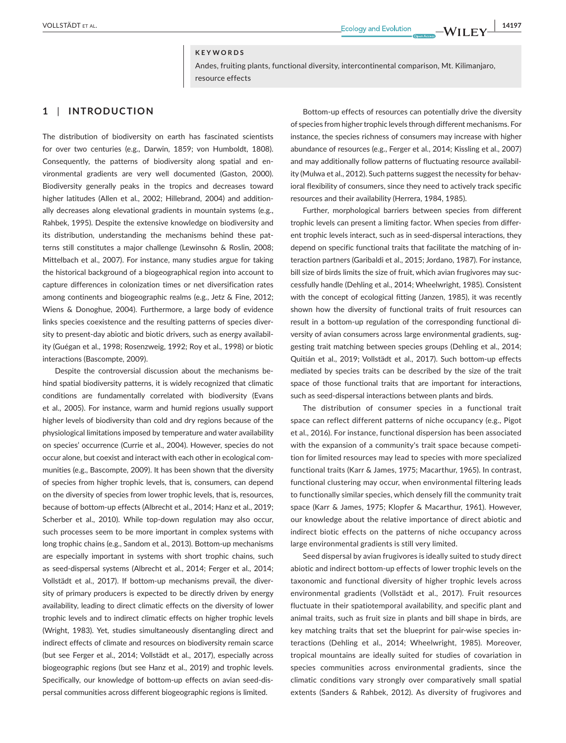**KEYWORDS**

Andes, fruiting plants, functional diversity, intercontinental comparison, Mt. Kilimanjaro, resource effects

## 1 | INTRODUCTION

The distribution of biodiversity on earth has fascinated scientists for over two centuries (e.g., Darwin, 1859; von Humboldt, 1808). Consequently, the patterns of biodiversity along spatial and environmental gradients are very well documented (Gaston, 2000). Biodiversity generally peaks in the tropics and decreases toward higher latitudes (Allen et al., 2002; Hillebrand, 2004) and additionally decreases along elevational gradients in mountain systems (e.g., Rahbek, 1995). Despite the extensive knowledge on biodiversity and its distribution, understanding the mechanisms behind these patterns still constitutes a major challenge (Lewinsohn & Roslin, 2008; Mittelbach et al., 2007). For instance, many studies argue for taking the historical background of a biogeographical region into account to capture differences in colonization times or net diversification rates among continents and biogeographic realms (e.g., Jetz & Fine, 2012; Wiens & Donoghue, 2004). Furthermore, a large body of evidence links species coexistence and the resulting patterns of species diversity to present-day abiotic and biotic drivers, such as energy availability (Guégan et al., 1998; Rosenzweig, 1992; Roy et al., 1998) or biotic interactions (Bascompte, 2009).

Despite the controversial discussion about the mechanisms behind spatial biodiversity patterns, it is widely recognized that climatic conditions are fundamentally correlated with biodiversity (Evans et al., 2005). For instance, warm and humid regions usually support higher levels of biodiversity than cold and dry regions because of the physiological limitations imposed by temperature and water availability on species' occurrence (Currie et al., 2004). However, species do not occur alone, but coexist and interact with each other in ecological communities (e.g., Bascompte, 2009). It has been shown that the diversity of species from higher trophic levels, that is, consumers, can depend on the diversity of species from lower trophic levels, that is, resources, because of bottom-up effects (Albrecht et al., 2014; Hanz et al., 2019; Scherber et al., 2010). While top-down regulation may also occur, such processes seem to be more important in complex systems with long trophic chains (e.g., Sandom et al., 2013). Bottom-up mechanisms are especially important in systems with short trophic chains, such as seed-dispersal systems (Albrecht et al., 2014; Ferger et al., 2014; Vollstädt et al., 2017). If bottom-up mechanisms prevail, the diversity of primary producers is expected to be directly driven by energy availability, leading to direct climatic effects on the diversity of lower trophic levels and to indirect climatic effects on higher trophic levels (Wright, 1983). Yet, studies simultaneously disentangling direct and indirect effects of climate and resources on biodiversity remain scarce (but see Ferger et al., 2014; Vollstädt et al., 2017), especially across biogeographic regions (but see Hanz et al., 2019) and trophic levels. Specifically, our knowledge of bottom-up effects on avian seed-dispersal communities across different biogeographic regions is limited.

Bottom-up effects of resources can potentially drive the diversity of species from higher trophic levels through different mechanisms. For instance, the species richness of consumers may increase with higher abundance of resources (e.g., Ferger et al., 2014; Kissling et al., 2007) and may additionally follow patterns of fluctuating resource availability (Mulwa et al., 2012). Such patterns suggest the necessity for behavioral flexibility of consumers, since they need to actively track specific resources and their availability (Herrera, 1984, 1985).

Further, morphological barriers between species from different trophic levels can present a limiting factor. When species from different trophic levels interact, such as in seed-dispersal interactions, they depend on specific functional traits that facilitate the matching of interaction partners (Garibaldi et al., 2015; Jordano, 1987). For instance, bill size of birds limits the size of fruit, which avian frugivores may successfully handle (Dehling et al., 2014; Wheelwright, 1985). Consistent with the concept of ecological fitting (Janzen, 1985), it was recently shown how the diversity of functional traits of fruit resources can result in a bottom-up regulation of the corresponding functional diversity of avian consumers across large environmental gradients, suggesting trait matching between species groups (Dehling et al., 2014; Quitián et al., 2019; Vollstädt et al., 2017). Such bottom-up effects mediated by species traits can be described by the size of the trait space of those functional traits that are important for interactions, such as seed-dispersal interactions between plants and birds.

The distribution of consumer species in a functional trait space can reflect different patterns of niche occupancy (e.g., Pigot et al., 2016). For instance, functional dispersion has been associated with the expansion of a community's trait space because competition for limited resources may lead to species with more specialized functional traits (Karr & James, 1975; Macarthur, 1965). In contrast, functional clustering may occur, when environmental filtering leads to functionally similar species, which densely fill the community trait space (Karr & James, 1975; Klopfer & Macarthur, 1961). However, our knowledge about the relative importance of direct abiotic and indirect biotic effects on the patterns of niche occupancy across large environmental gradients is still very limited.

Seed dispersal by avian frugivores is ideally suited to study direct abiotic and indirect bottom-up effects of lower trophic levels on the taxonomic and functional diversity of higher trophic levels across environmental gradients (Vollstädt et al., 2017). Fruit resources fluctuate in their spatiotemporal availability, and specific plant and animal traits, such as fruit size in plants and bill shape in birds, are key matching traits that set the blueprint for pair-wise species interactions (Dehling et al., 2014; Wheelwright, 1985). Moreover, tropical mountains are ideally suited for studies of covariation in species communities across environmental gradients, since the climatic conditions vary strongly over comparatively small spatial extents (Sanders & Rahbek, 2012). As diversity of frugivores and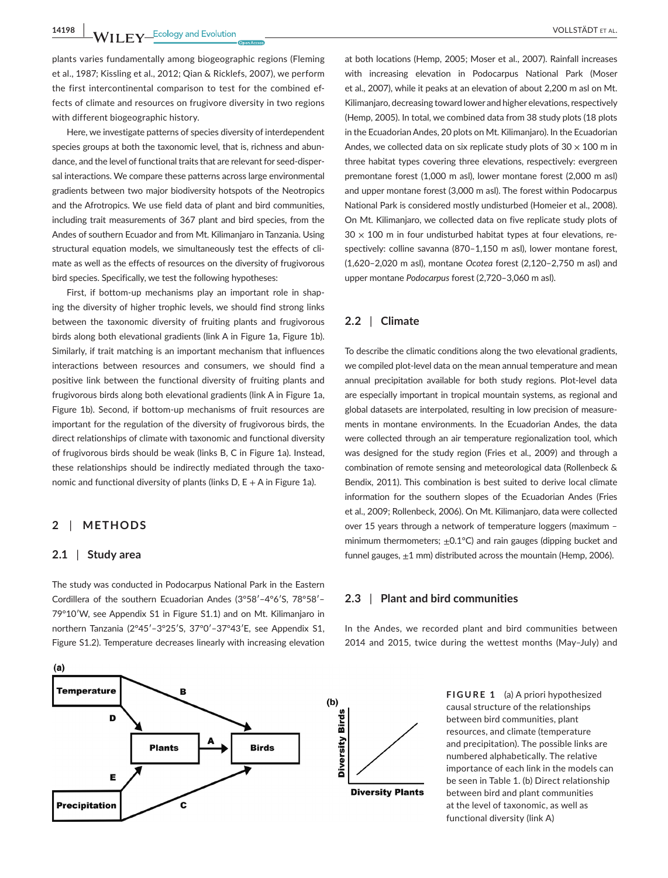plants varies fundamentally among biogeographic regions (Fleming et al., 1987; Kissling et al., 2012; Qian & Ricklefs, 2007), we perform the first intercontinental comparison to test for the combined effects of climate and resources on frugivore diversity in two regions with different biogeographic history.

Here, we investigate patterns of species diversity of interdependent species groups at both the taxonomic level, that is, richness and abundance, and the level of functional traits that are relevant for seed-dispersal interactions. We compare these patterns across large environmental gradients between two major biodiversity hotspots of the Neotropics and the Afrotropics. We use field data of plant and bird communities, including trait measurements of 367 plant and bird species, from the Andes of southern Ecuador and from Mt. Kilimanjaro in Tanzania. Using structural equation models, we simultaneously test the effects of climate as well as the effects of resources on the diversity of frugivorous bird species. Specifically, we test the following hypotheses:

First, if bottom-up mechanisms play an important role in shaping the diversity of higher trophic levels, we should find strong links between the taxonomic diversity of fruiting plants and frugivorous birds along both elevational gradients (link A in Figure 1a, Figure 1b). Similarly, if trait matching is an important mechanism that influences interactions between resources and consumers, we should find a positive link between the functional diversity of fruiting plants and frugivorous birds along both elevational gradients (link A in Figure 1a, Figure 1b). Second, if bottom-up mechanisms of fruit resources are important for the regulation of the diversity of frugivorous birds, the direct relationships of climate with taxonomic and functional diversity of frugivorous birds should be weak (links B, C in Figure 1a). Instead, these relationships should be indirectly mediated through the taxonomic and functional diversity of plants (links D, E + A in Figure 1a).

## 2 | METHODS

### 2.1 | Study area

The study was conducted in Podocarpus National Park in the Eastern Cordillera of the southern Ecuadorian Andes (3°58′–4°6′S, 78°58′–79°10′W, see Appendix S1 in Figure S1.1) and on Mt. Kilimanjaro in northern Tanzania (2°45′–3°25′S, 37°0′–37°43′E, see Appendix S1, Figure S1.2). Temperature decreases linearly with increasing elevation at both locations (Hemp, 2005; Moser et al., 2007). Rainfall increases with increasing elevation in Podocarpus National Park (Moser et al., 2007), while it peaks at an elevation of about 2,200 m asl on Mt. Kilimanjaro, decreasing toward lower and higher elevations, respectively (Hemp, 2005). In total, we combined data from 38 study plots (18 plots in the Ecuadorian Andes, 20 plots on Mt. Kilimanjaro). In the Ecuadorian Andes, we collected data on six replicate study plots of 30 × 100 m in three habitat types covering three elevations, respectively: evergreen premontane forest (1,000 m asl), lower montane forest (2,000 m asl) and upper montane forest (3,000 m asl). The forest within Podocarpus National Park is considered mostly undisturbed (Homeier et al., 2008). On Mt. Kilimanjaro, we collected data on five replicate study plots of 30 × 100 m in four undisturbed habitat types at four elevations, respectively: colline savanna (870–1,150 m asl), lower montane forest, (1,620–2,020 m asl), montane *Ocotea* forest (2,120–2,750 m asl) and upper montane *Podocarpus* forest (2,720–3,060 m asl).

### 2.2 | Climate

To describe the climatic conditions along the two elevational gradients, we compiled plot-level data on the mean annual temperature and mean annual precipitation available for both study regions. Plot-level data are especially important in tropical mountain systems, as regional and global datasets are interpolated, resulting in low precision of measurements in montane environments. In the Ecuadorian Andes, the data were collected through an air temperature regionalization tool, which was designed for the study region (Fries et al., 2009) and through a combination of remote sensing and meteorological data (Rollenbeck & Bendix, 2011). This combination is best suited to derive local climate information for the southern slopes of the Ecuadorian Andes (Fries et al., 2009; Rollenbeck, 2006). On Mt. Kilimanjaro, data were collected over 15 years through a network of temperature loggers (maximum – minimum thermometers; ±0.1°C) and rain gauges (dipping bucket and funnel gauges, ±1 mm) distributed across the mountain (Hemp, 2006).

### 2.3 | Plant and bird communities

In the Andes, we recorded plant and bird communities between 2014 and 2015, twice during the wettest months (May–July) and

**FIGURE 1** (a) A priori hypothesized causal structure of the relationships between bird communities, plant resources, and climate (temperature and precipitation). The possible links are numbered alphabetically. The relative importance of each link in the models can be seen in Table 1. (b) Direct relationship between bird and plant communities at the level of taxonomic, as well as functional diversity (link A)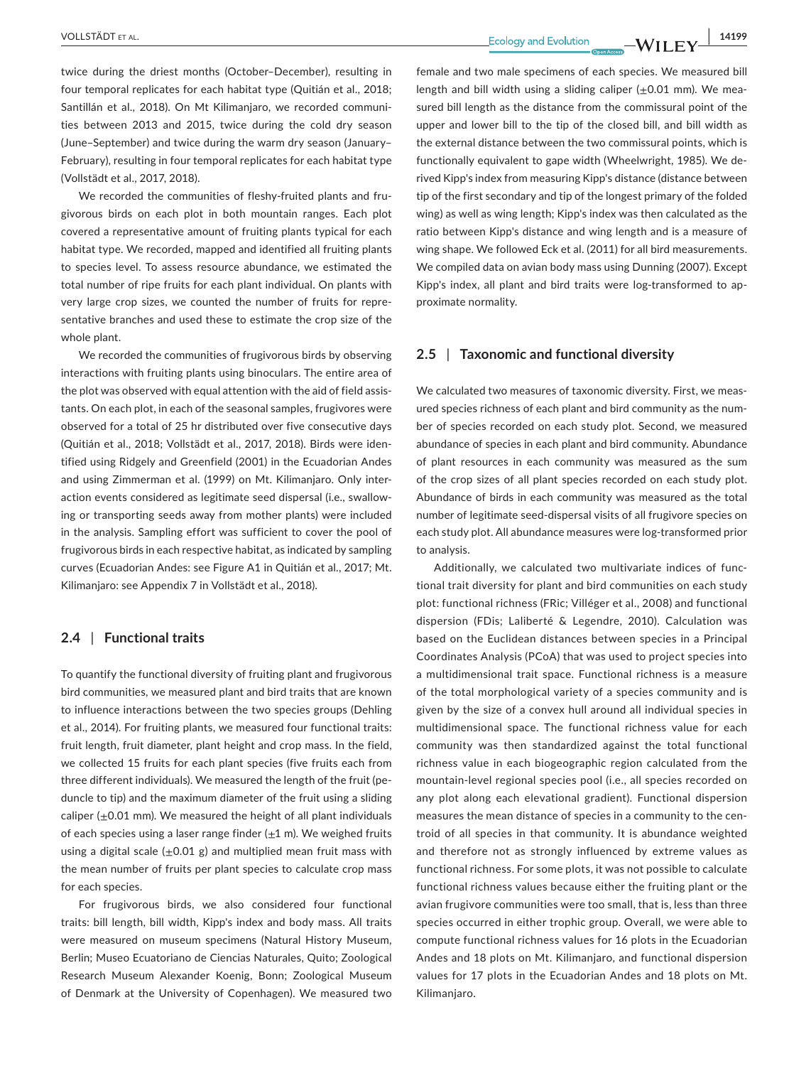twice during the driest months (October–December), resulting in four temporal replicates for each habitat type (Quitián et al., 2018; Santillán et al., 2018). On Mt Kilimanjaro, we recorded communities between 2013 and 2015, twice during the cold dry season (June–September) and twice during the warm dry season (January–February), resulting in four temporal replicates for each habitat type (Vollstädt et al., 2017, 2018).

We recorded the communities of fleshy-fruited plants and frugivorous birds on each plot in both mountain ranges. Each plot covered a representative amount of fruiting plants typical for each habitat type. We recorded, mapped and identified all fruiting plants to species level. To assess resource abundance, we estimated the total number of ripe fruits for each plant individual. On plants with very large crop sizes, we counted the number of fruits for representative branches and used these to estimate the crop size of the whole plant.

We recorded the communities of frugivorous birds by observing interactions with fruiting plants using binoculars. The entire area of the plot was observed with equal attention with the aid of field assistants. On each plot, in each of the seasonal samples, frugivores were observed for a total of 25 hr distributed over five consecutive days (Quitián et al., 2018; Vollstädt et al., 2017, 2018). Birds were identified using Ridgely and Greenfield (2001) in the Ecuadorian Andes and using Zimmerman et al. (1999) on Mt. Kilimanjaro. Only interaction events considered as legitimate seed dispersal (i.e., swallowing or transporting seeds away from mother plants) were included in the analysis. Sampling effort was sufficient to cover the pool of frugivorous birds in each respective habitat, as indicated by sampling curves (Ecuadorian Andes: see Figure A1 in Quitián et al., 2017; Mt. Kilimanjaro: see Appendix 7 in Vollstädt et al., 2018).

## 2.4 | Functional traits

To quantify the functional diversity of fruiting plant and frugivorous bird communities, we measured plant and bird traits that are known to influence interactions between the two species groups (Dehling et al., 2014). For fruiting plants, we measured four functional traits: fruit length, fruit diameter, plant height and crop mass. In the field, we collected 15 fruits for each plant species (five fruits each from three different individuals). We measured the length of the fruit (peduncle to tip) and the maximum diameter of the fruit using a sliding caliper (±0.01 mm). We measured the height of all plant individuals of each species using a laser range finder (±1 m). We weighed fruits using a digital scale (±0.01 g) and multiplied mean fruit mass with the mean number of fruits per plant species to calculate crop mass for each species.

For frugivorous birds, we also considered four functional traits: bill length, bill width, Kipp's index and body mass. All traits were measured on museum specimens (Natural History Museum, Berlin; Museo Ecuatoriano de Ciencias Naturales, Quito; Zoological Research Museum Alexander Koenig, Bonn; Zoological Museum of Denmark at the University of Copenhagen). We measured two female and two male specimens of each species. We measured bill length and bill width using a sliding caliper (±0.01 mm). We measured bill length as the distance from the commissural point of the upper and lower bill to the tip of the closed bill, and bill width as the external distance between the two commissural points, which is functionally equivalent to gape width (Wheelwright, 1985). We derived Kipp's index from measuring Kipp's distance (distance between tip of the first secondary and tip of the longest primary of the folded wing) as well as wing length; Kipp's index was then calculated as the ratio between Kipp's distance and wing length and is a measure of wing shape. We followed Eck et al. (2011) for all bird measurements. We compiled data on avian body mass using Dunning (2007). Except Kipp's index, all plant and bird traits were log-transformed to approximate normality.

## 2.5 | Taxonomic and functional diversity

We calculated two measures of taxonomic diversity. First, we measured species richness of each plant and bird community as the number of species recorded on each study plot. Second, we measured abundance of species in each plant and bird community. Abundance of plant resources in each community was measured as the sum of the crop sizes of all plant species recorded on each study plot. Abundance of birds in each community was measured as the total number of legitimate seed-dispersal visits of all frugivore species on each study plot. All abundance measures were log-transformed prior to analysis.

Additionally, we calculated two multivariate indices of functional trait diversity for plant and bird communities on each study plot: functional richness (FRic; Villéger et al., 2008) and functional dispersion (FDis; Laliberté & Legendre, 2010). Calculation was based on the Euclidean distances between species in a Principal Coordinates Analysis (PCoA) that was used to project species into a multidimensional trait space. Functional richness is a measure of the total morphological variety of a species community and is given by the size of a convex hull around all individual species in multidimensional space. The functional richness value for each community was then standardized against the total functional richness value in each biogeographic region calculated from the mountain-level regional species pool (i.e., all species recorded on any plot along each elevational gradient). Functional dispersion measures the mean distance of species in a community to the centroid of all species in that community. It is abundance weighted and therefore not as strongly influenced by extreme values as functional richness. For some plots, it was not possible to calculate functional richness values because either the fruiting plant or the avian frugivore communities were too small, that is, less than three species occurred in either trophic group. Overall, we were able to compute functional richness values for 16 plots in the Ecuadorian Andes and 18 plots on Mt. Kilimanjaro, and functional dispersion values for 17 plots in the Ecuadorian Andes and 18 plots on Mt. Kilimanjaro.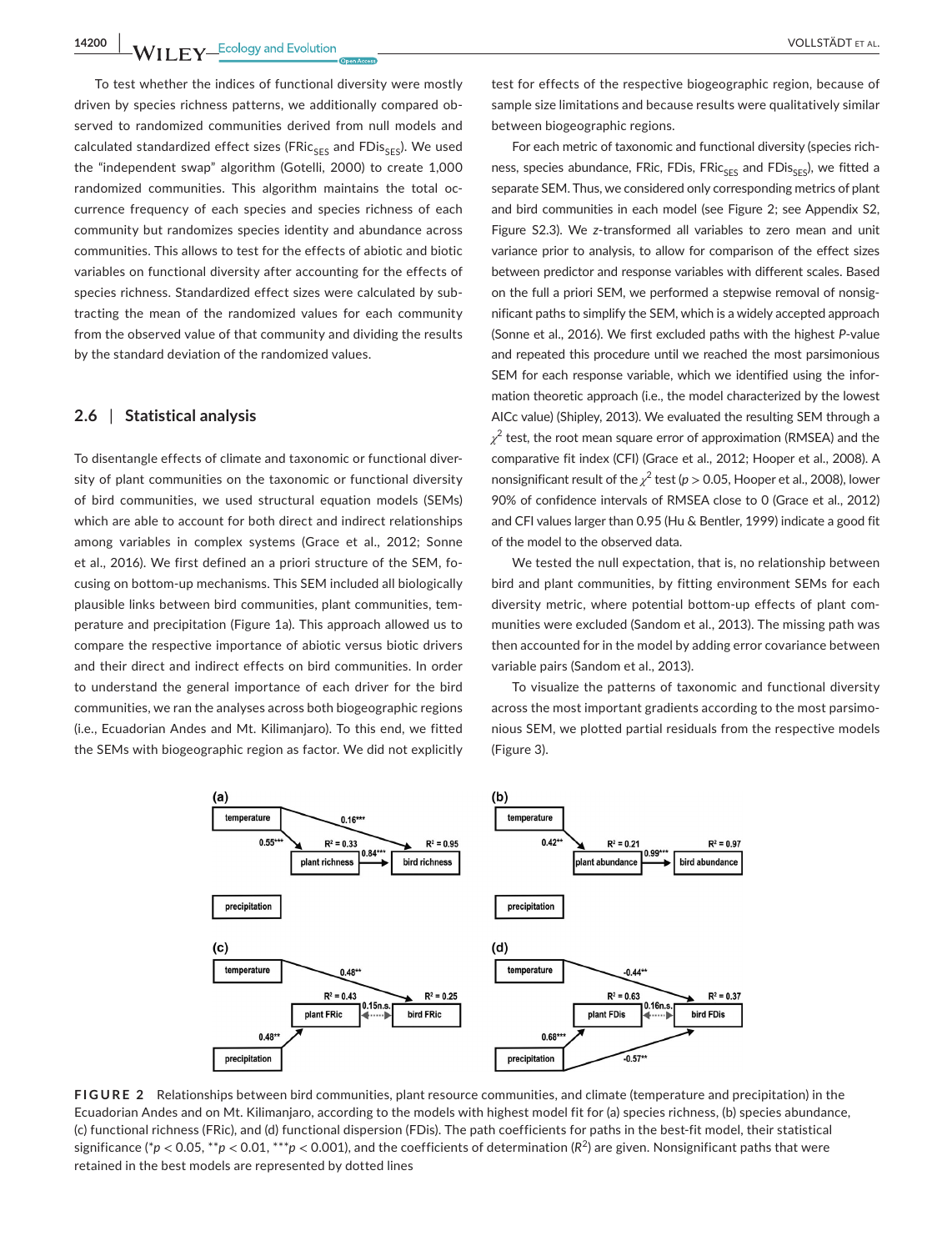To test whether the indices of functional diversity were mostly driven by species richness patterns, we additionally compared observed to randomized communities derived from null models and calculated standardized effect sizes ($FRic_{SES}$ and $FDis_{SES}$). We used the "independent swap" algorithm (Gotelli, 2000) to create 1,000 randomized communities. This algorithm maintains the total occurrence frequency of each species and species richness of each community but randomizes species identity and abundance across communities. This allows to test for the effects of abiotic and biotic variables on functional diversity after accounting for the effects of species richness. Standardized effect sizes were calculated by subtracting the mean of the randomized values for each community from the observed value of that community and dividing the results by the standard deviation of the randomized values.

## 2.6 | Statistical analysis

To disentangle effects of climate and taxonomic or functional diversity of plant communities on the taxonomic or functional diversity of bird communities, we used structural equation models (SEMs) which are able to account for both direct and indirect relationships among variables in complex systems (Grace et al., 2012; Sonne et al., 2016). We first defined an a priori structure of the SEM, focusing on bottom-up mechanisms. This SEM included all biologically plausible links between bird communities, plant communities, temperature and precipitation (Figure 1a). This approach allowed us to compare the respective importance of abiotic versus biotic drivers and their direct and indirect effects on bird communities. In order to understand the general importance of each driver for the bird communities, we ran the analyses across both biogeographic regions (i.e., Ecuadorian Andes and Mt. Kilimanjaro). To this end, we fitted the SEMs with biogeographic region as factor. We did not explicitly test for effects of the respective biogeographic region, because of sample size limitations and because results were qualitatively similar between biogeographic regions.

For each metric of taxonomic and functional diversity (species richness, species abundance, FRic, FDis, $FRic_{SES}$ and $FDis_{SES}$), we fitted a separate SEM. Thus, we considered only corresponding metrics of plant and bird communities in each model (see Figure 2; see Appendix S2, Figure S2.3). We *z*-transformed all variables to zero mean and unit variance prior to analysis, to allow for comparison of the effect sizes between predictor and response variables with different scales. Based on the full a priori SEM, we performed a stepwise removal of nonsignificant paths to simplify the SEM, which is a widely accepted approach (Sonne et al., 2016). We first excluded paths with the highest *P*-value and repeated this procedure until we reached the most parsimonious SEM for each response variable, which we identified using the information theoretic approach (i.e., the model characterized by the lowest AICc value) (Shipley, 2013). We evaluated the resulting SEM through a $\chi^2$ test, the root mean square error of approximation (RMSEA) and the comparative fit index (CFI) (Grace et al., 2012; Hooper et al., 2008). A nonsignificant result of the $\chi^2$ test ($p > 0.05$, Hooper et al., 2008), lower 90% of confidence intervals of RMSEA close to 0 (Grace et al., 2012) and CFI values larger than 0.95 (Hu & Bentler, 1999) indicate a good fit of the model to the observed data.

We tested the null expectation, that is, no relationship between bird and plant communities, by fitting environment SEMs for each diversity metric, where potential bottom-up effects of plant communities were excluded (Sandom et al., 2013). The missing path was then accounted for in the model by adding error covariance between variable pairs (Sandom et al., 2013).

To visualize the patterns of taxonomic and functional diversity across the most important gradients according to the most parsimonious SEM, we plotted partial residuals from the respective models (Figure 3).

**FIGURE 2** Relationships between bird communities, plant resource communities, and climate (temperature and precipitation) in the Ecuadorian Andes and on Mt. Kilimanjaro, according to the models with highest model fit for (a) species richness, (b) species abundance, (c) functional richness (FRic), and (d) functional dispersion (FDis). The path coefficients for paths in the best-fit model, their statistical significance (*$p < 0.05$, **$p < 0.01$, ***$p < 0.001$), and the coefficients of determination ($R^2$) are given. Nonsignificant paths that were retained in the best models are represented by dotted lines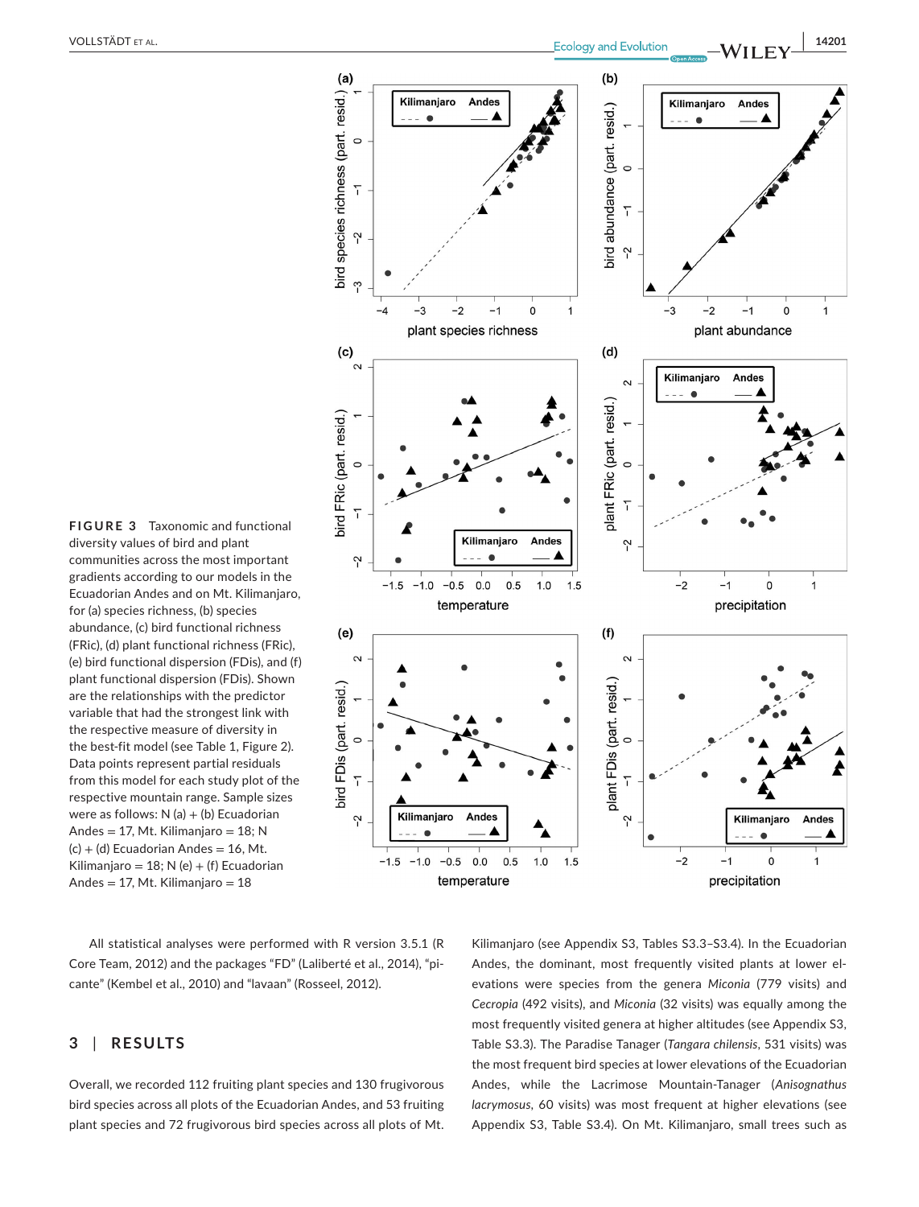**FIGURE 3** Taxonomic and functional diversity values of bird and plant communities across the most important gradients according to our models in the Ecuadorian Andes and on Mt. Kilimanjaro, for (a) species richness, (b) species abundance, (c) bird functional richness (FRic), (d) plant functional richness (FRic), (e) bird functional dispersion (FDis), and (f) plant functional dispersion (FDis). Shown are the relationships with the predictor variable that had the strongest link with the respective measure of diversity in the best-fit model (see Table 1, Figure 2). Data points represent partial residuals from this model for each study plot of the respective mountain range. Sample sizes were as follows: N (a) + (b) Ecuadorian Andes = 17, Mt. Kilimanjaro = 18; N (c) + (d) Ecuadorian Andes = 16, Mt. Kilimanjaro = 18; N (e) + (f) Ecuadorian Andes = 17, Mt. Kilimanjaro = 18

All statistical analyses were performed with R version 3.5.1 (R Core Team, 2012) and the packages "FD" (Laliberté et al., 2014), "picante" (Kembel et al., 2010) and "lavaan" (Rosseel, 2012).

## 3 | RESULTS

Overall, we recorded 112 fruiting plant species and 130 frugivorous bird species across all plots of the Ecuadorian Andes, and 53 fruiting plant species and 72 frugivorous bird species across all plots of Mt. Kilimanjaro (see Appendix S3, Tables S3.3–S3.4). In the Ecuadorian Andes, the dominant, most frequently visited plants at lower elevations were species from the genera *Miconia* (779 visits) and *Cecropia* (492 visits), and *Miconia* (32 visits) was equally among the most frequently visited genera at higher altitudes (see Appendix S3, Table S3.3). The Paradise Tanager (*Tangara chilensis*, 531 visits) was the most frequent bird species at lower elevations in the Ecuadorian Andes, while the Lacrimose Mountain-Tanager (*Anisognathus lacrymosus*, 60 visits) was most frequent at higher elevations (see Appendix S3, Table S3.4). On Mt. Kilimanjaro, small trees such as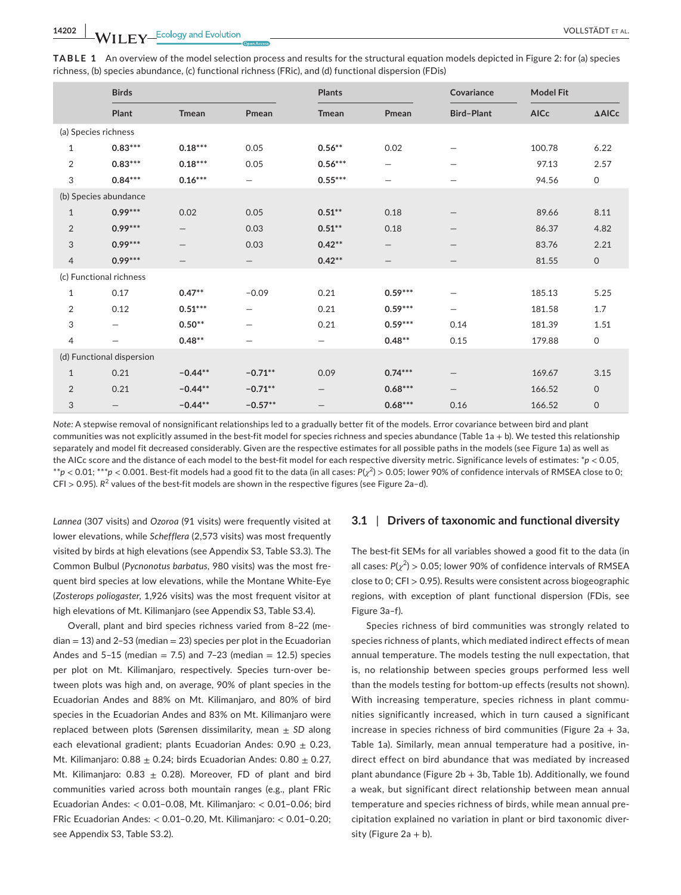**TABLE 1** An overview of the model selection process and results for the structural equation models depicted in Figure 2: for (a) species richness, (b) species abundance, (c) functional richness (FRic), and (d) functional dispersion (FDis)

| | Birds | | | Plants | | Covariance | Model Fit | |
|---|---|---|---|---|---|---|---|---|
| | Plant | Tmean | Pmean | Tmean | Pmean | Bird–Plant | AICc | ΔAICc |
| (a) Species richness | | | | | | | | |
| 1 | **0.83*** ** | **0.18*** ** | 0.05 | **0.56** ** | 0.02 | – | 100.78 | 6.22 |
| 2 | **0.83*** ** | **0.18*** ** | 0.05 | **0.56*** ** | – | – | 97.13 | 2.57 |
| 3 | **0.84*** ** | **0.16*** ** | – | **0.55*** ** | – | – | 94.56 | 0 |
| (b) Species abundance | | | | | | | | |
| 1 | **0.99*** ** | 0.02 | 0.05 | **0.51** ** | 0.18 | – | 89.66 | 8.11 |
| 2 | **0.99*** ** | – | 0.03 | **0.51** ** | 0.18 | – | 86.37 | 4.82 |
| 3 | **0.99*** ** | – | 0.03 | **0.42** ** | – | – | 83.76 | 2.21 |
| 4 | **0.99*** ** | – | – | **0.42** ** | – | – | 81.55 | 0 |
| (c) Functional richness | | | | | | | | |
| 1 | 0.17 | **0.47** ** | −0.09 | 0.21 | **0.59*** ** | – | 185.13 | 5.25 |
| 2 | 0.12 | **0.51*** ** | – | 0.21 | **0.59*** ** | – | 181.58 | 1.7 |
| 3 | – | **0.50** ** | – | 0.21 | **0.59*** ** | 0.14 | 181.39 | 1.51 |
| 4 | – | **0.48** ** | – | – | **0.48** ** | 0.15 | 179.88 | 0 |
| (d) Functional dispersion | | | | | | | | |
| 1 | 0.21 | **−0.44** ** | **−0.71** ** | 0.09 | **0.74*** ** | – | 169.67 | 3.15 |
| 2 | 0.21 | **−0.44** ** | **−0.71** ** | – | **0.68*** ** | – | 166.52 | 0 |
| 3 | – | **−0.44** ** | **−0.57** ** | – | **0.68*** ** | 0.16 | 166.52 | 0 |

*Note:* A stepwise removal of nonsignificant relationships led to a gradually better fit of the models. Error covariance between bird and plant communities was not explicitly assumed in the best-fit model for species richness and species abundance (Table 1a + b). We tested this relationship separately and model fit decreased considerably. Given are the respective estimates for all possible paths in the models (see Figure 1a) as well as the AICc score and the distance of each model to the best-fit model for each respective diversity metric. Significance levels of estimates: $*p < 0.05$, $**p < 0.01$; $***p < 0.001$. Best-fit models had a good fit to the data (in all cases: $P(\chi^2) > 0.05$; lower 90% of confidence intervals of RMSEA close to 0; CFI > 0.95). $R^2$ values of the best-fit models are shown in the respective figures (see Figure 2a–d).

*Lannea* (307 visits) and *Ozoroa* (91 visits) were frequently visited at lower elevations, while *Schefflera* (2,573 visits) was most frequently visited by birds at high elevations (see Appendix S3, Table S3.3). The Common Bulbul (*Pycnonotus barbatus*, 980 visits) was the most frequent bird species at low elevations, while the Montane White-Eye (*Zosterops poliogaster*, 1,926 visits) was the most frequent visitor at high elevations of Mt. Kilimanjaro (see Appendix S3, Table S3.4).

Overall, plant and bird species richness varied from 8–22 (median = 13) and 2–53 (median = 23) species per plot in the Ecuadorian Andes and 5–15 (median = 7.5) and 7–23 (median = 12.5) species per plot on Mt. Kilimanjaro, respectively. Species turn-over between plots was high and, on average, 90% of plant species in the Ecuadorian Andes and 88% on Mt. Kilimanjaro, and 80% of bird species in the Ecuadorian Andes and 83% on Mt. Kilimanjaro were replaced between plots (Sørensen dissimilarity, mean ± *SD* along each elevational gradient; plants Ecuadorian Andes: 0.90 ± 0.23, Mt. Kilimanjaro: 0.88 ± 0.24; birds Ecuadorian Andes: 0.80 ± 0.27, Mt. Kilimanjaro: 0.83 ± 0.28). Moreover, FD of plant and bird communities varied across both mountain ranges (e.g., plant FRic Ecuadorian Andes: < 0.01–0.08, Mt. Kilimanjaro: < 0.01–0.06; bird FRic Ecuadorian Andes: < 0.01–0.20, Mt. Kilimanjaro: < 0.01–0.20; see Appendix S3, Table S3.2).

### 3.1 | Drivers of taxonomic and functional diversity

The best-fit SEMs for all variables showed a good fit to the data (in all cases: $P(\chi^2) > 0.05$; lower 90% of confidence intervals of RMSEA close to 0; CFI > 0.95). Results were consistent across biogeographic regions, with exception of plant functional dispersion (FDis, see Figure 3a–f).

Species richness of bird communities was strongly related to species richness of plants, which mediated indirect effects of mean annual temperature. The models testing the null expectation, that is, no relationship between species groups performed less well than the models testing for bottom-up effects (results not shown). With increasing temperature, species richness in plant communities significantly increased, which in turn caused a significant increase in species richness of bird communities (Figure 2a + 3a, Table 1a). Similarly, mean annual temperature had a positive, indirect effect on bird abundance that was mediated by increased plant abundance (Figure 2b + 3b, Table 1b). Additionally, we found a weak, but significant direct relationship between mean annual temperature and species richness of birds, while mean annual precipitation explained no variation in plant or bird taxonomic diversity (Figure 2a + b).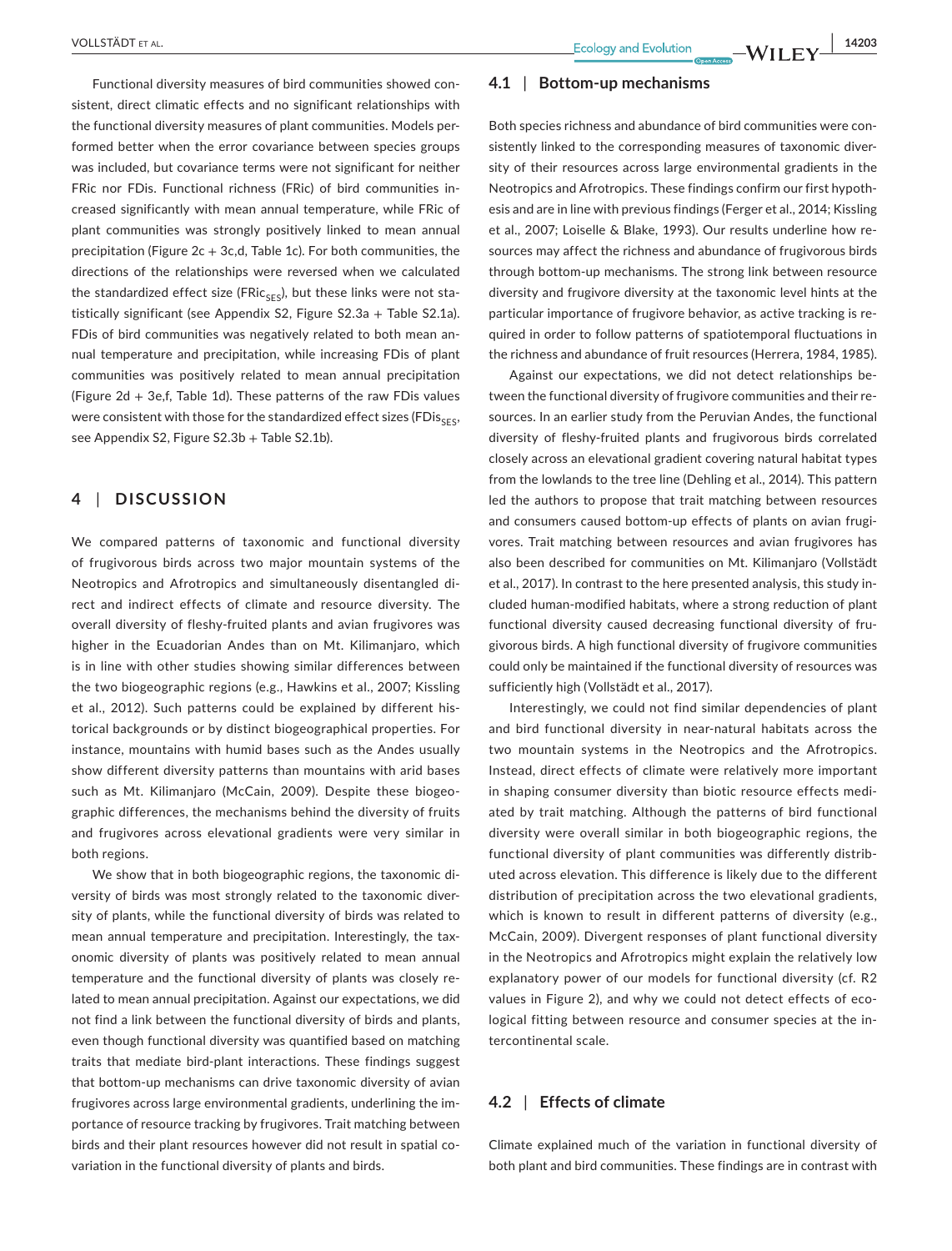Functional diversity measures of bird communities showed consistent, direct climatic effects and no significant relationships with the functional diversity measures of plant communities. Models performed better when the error covariance between species groups was included, but covariance terms were not significant for neither FRic nor FDis. Functional richness (FRic) of bird communities increased significantly with mean annual temperature, while FRic of plant communities was strongly positively linked to mean annual precipitation (Figure 2c + 3c,d, Table 1c). For both communities, the directions of the relationships were reversed when we calculated the standardized effect size ($FRic_{SES}$), but these links were not statistically significant (see Appendix S2, Figure S2.3a + Table S2.1a). FDis of bird communities was negatively related to both mean annual temperature and precipitation, while increasing FDis of plant communities was positively related to mean annual precipitation (Figure 2d + 3e,f, Table 1d). These patterns of the raw FDis values were consistent with those for the standardized effect sizes ($FDis_{SES}$, see Appendix S2, Figure S2.3b + Table S2.1b).

## 4 | DISCUSSION

We compared patterns of taxonomic and functional diversity of frugivorous birds across two major mountain systems of the Neotropics and Afrotropics and simultaneously disentangled direct and indirect effects of climate and resource diversity. The overall diversity of fleshy-fruited plants and avian frugivores was higher in the Ecuadorian Andes than on Mt. Kilimanjaro, which is in line with other studies showing similar differences between the two biogeographic regions (e.g., Hawkins et al., 2007; Kissling et al., 2012). Such patterns could be explained by different historical backgrounds or by distinct biogeographical properties. For instance, mountains with humid bases such as the Andes usually show different diversity patterns than mountains with arid bases such as Mt. Kilimanjaro (McCain, 2009). Despite these biogeographic differences, the mechanisms behind the diversity of fruits and frugivores across elevational gradients were very similar in both regions.

We show that in both biogeographic regions, the taxonomic diversity of birds was most strongly related to the taxonomic diversity of plants, while the functional diversity of birds was related to mean annual temperature and precipitation. Interestingly, the taxonomic diversity of plants was positively related to mean annual temperature and the functional diversity of plants was closely related to mean annual precipitation. Against our expectations, we did not find a link between the functional diversity of birds and plants, even though functional diversity was quantified based on matching traits that mediate bird-plant interactions. These findings suggest that bottom-up mechanisms can drive taxonomic diversity of avian frugivores across large environmental gradients, underlining the importance of resource tracking by frugivores. Trait matching between birds and their plant resources however did not result in spatial covariation in the functional diversity of plants and birds.

### 4.1 | Bottom-up mechanisms

Both species richness and abundance of bird communities were consistently linked to the corresponding measures of taxonomic diversity of their resources across large environmental gradients in the Neotropics and Afrotropics. These findings confirm our first hypothesis and are in line with previous findings (Ferger et al., 2014; Kissling et al., 2007; Loiselle & Blake, 1993). Our results underline how resources may affect the richness and abundance of frugivorous birds through bottom-up mechanisms. The strong link between resource diversity and frugivore diversity at the taxonomic level hints at the particular importance of frugivore behavior, as active tracking is required in order to follow patterns of spatiotemporal fluctuations in the richness and abundance of fruit resources (Herrera, 1984, 1985).

Against our expectations, we did not detect relationships between the functional diversity of frugivore communities and their resources. In an earlier study from the Peruvian Andes, the functional diversity of fleshy-fruited plants and frugivorous birds correlated closely across an elevational gradient covering natural habitat types from the lowlands to the tree line (Dehling et al., 2014). This pattern led the authors to propose that trait matching between resources and consumers caused bottom-up effects of plants on avian frugivores. Trait matching between resources and avian frugivores has also been described for communities on Mt. Kilimanjaro (Vollstädt et al., 2017). In contrast to the here presented analysis, this study included human-modified habitats, where a strong reduction of plant functional diversity caused decreasing functional diversity of frugivorous birds. A high functional diversity of frugivore communities could only be maintained if the functional diversity of resources was sufficiently high (Vollstädt et al., 2017).

Interestingly, we could not find similar dependencies of plant and bird functional diversity in near-natural habitats across the two mountain systems in the Neotropics and the Afrotropics. Instead, direct effects of climate were relatively more important in shaping consumer diversity than biotic resource effects mediated by trait matching. Although the patterns of bird functional diversity were overall similar in both biogeographic regions, the functional diversity of plant communities was differently distributed across elevation. This difference is likely due to the different distribution of precipitation across the two elevational gradients, which is known to result in different patterns of diversity (e.g., McCain, 2009). Divergent responses of plant functional diversity in the Neotropics and Afrotropics might explain the relatively low explanatory power of our models for functional diversity (cf. R2 values in Figure 2), and why we could not detect effects of ecological fitting between resource and consumer species at the intercontinental scale.

### 4.2 | Effects of climate

Climate explained much of the variation in functional diversity of both plant and bird communities. These findings are in contrast with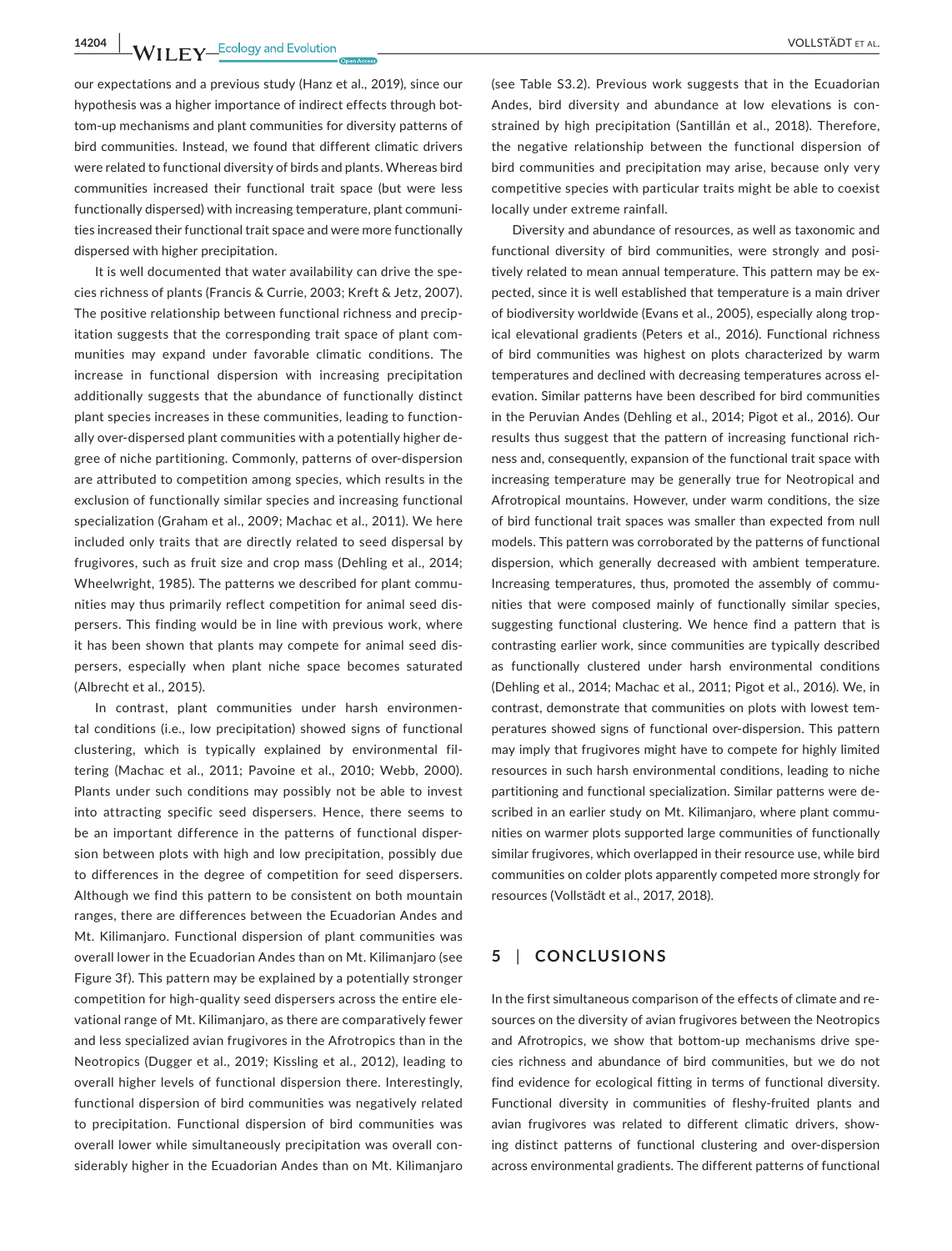our expectations and a previous study (Hanz et al., 2019), since our hypothesis was a higher importance of indirect effects through bottom-up mechanisms and plant communities for diversity patterns of bird communities. Instead, we found that different climatic drivers were related to functional diversity of birds and plants. Whereas bird communities increased their functional trait space (but were less functionally dispersed) with increasing temperature, plant communities increased their functional trait space and were more functionally dispersed with higher precipitation.

It is well documented that water availability can drive the species richness of plants (Francis & Currie, 2003; Kreft & Jetz, 2007). The positive relationship between functional richness and precipitation suggests that the corresponding trait space of plant communities may expand under favorable climatic conditions. The increase in functional dispersion with increasing precipitation additionally suggests that the abundance of functionally distinct plant species increases in these communities, leading to functionally over-dispersed plant communities with a potentially higher degree of niche partitioning. Commonly, patterns of over-dispersion are attributed to competition among species, which results in the exclusion of functionally similar species and increasing functional specialization (Graham et al., 2009; Machac et al., 2011). We here included only traits that are directly related to seed dispersal by frugivores, such as fruit size and crop mass (Dehling et al., 2014; Wheelwright, 1985). The patterns we described for plant communities may thus primarily reflect competition for animal seed dispersers. This finding would be in line with previous work, where it has been shown that plants may compete for animal seed dispersers, especially when plant niche space becomes saturated (Albrecht et al., 2015).

In contrast, plant communities under harsh environmental conditions (i.e., low precipitation) showed signs of functional clustering, which is typically explained by environmental filtering (Machac et al., 2011; Pavoine et al., 2010; Webb, 2000). Plants under such conditions may possibly not be able to invest into attracting specific seed dispersers. Hence, there seems to be an important difference in the patterns of functional dispersion between plots with high and low precipitation, possibly due to differences in the degree of competition for seed dispersers. Although we find this pattern to be consistent on both mountain ranges, there are differences between the Ecuadorian Andes and Mt. Kilimanjaro. Functional dispersion of plant communities was overall lower in the Ecuadorian Andes than on Mt. Kilimanjaro (see Figure 3f). This pattern may be explained by a potentially stronger competition for high-quality seed dispersers across the entire elevational range of Mt. Kilimanjaro, as there are comparatively fewer and less specialized avian frugivores in the Afrotropics than in the Neotropics (Dugger et al., 2019; Kissling et al., 2012), leading to overall higher levels of functional dispersion there. Interestingly, functional dispersion of bird communities was negatively related to precipitation. Functional dispersion of bird communities was overall lower while simultaneously precipitation was overall considerably higher in the Ecuadorian Andes than on Mt. Kilimanjaro (see Table S3.2). Previous work suggests that in the Ecuadorian Andes, bird diversity and abundance at low elevations is constrained by high precipitation (Santillán et al., 2018). Therefore, the negative relationship between the functional dispersion of bird communities and precipitation may arise, because only very competitive species with particular traits might be able to coexist locally under extreme rainfall.

Diversity and abundance of resources, as well as taxonomic and functional diversity of bird communities, were strongly and positively related to mean annual temperature. This pattern may be expected, since it is well established that temperature is a main driver of biodiversity worldwide (Evans et al., 2005), especially along tropical elevational gradients (Peters et al., 2016). Functional richness of bird communities was highest on plots characterized by warm temperatures and declined with decreasing temperatures across elevation. Similar patterns have been described for bird communities in the Peruvian Andes (Dehling et al., 2014; Pigot et al., 2016). Our results thus suggest that the pattern of increasing functional richness and, consequently, expansion of the functional trait space with increasing temperature may be generally true for Neotropical and Afrotropical mountains. However, under warm conditions, the size of bird functional trait spaces was smaller than expected from null models. This pattern was corroborated by the patterns of functional dispersion, which generally decreased with ambient temperature. Increasing temperatures, thus, promoted the assembly of communities that were composed mainly of functionally similar species, suggesting functional clustering. We hence find a pattern that is contrasting earlier work, since communities are typically described as functionally clustered under harsh environmental conditions (Dehling et al., 2014; Machac et al., 2011; Pigot et al., 2016). We, in contrast, demonstrate that communities on plots with lowest temperatures showed signs of functional over-dispersion. This pattern may imply that frugivores might have to compete for highly limited resources in such harsh environmental conditions, leading to niche partitioning and functional specialization. Similar patterns were described in an earlier study on Mt. Kilimanjaro, where plant communities on warmer plots supported large communities of functionally similar frugivores, which overlapped in their resource use, while bird communities on colder plots apparently competed more strongly for resources (Vollstädt et al., 2017, 2018).

## 5 | CONCLUSIONS

In the first simultaneous comparison of the effects of climate and resources on the diversity of avian frugivores between the Neotropics and Afrotropics, we show that bottom-up mechanisms drive species richness and abundance of bird communities, but we do not find evidence for ecological fitting in terms of functional diversity. Functional diversity in communities of fleshy-fruited plants and avian frugivores was related to different climatic drivers, showing distinct patterns of functional clustering and over-dispersion across environmental gradients. The different patterns of functional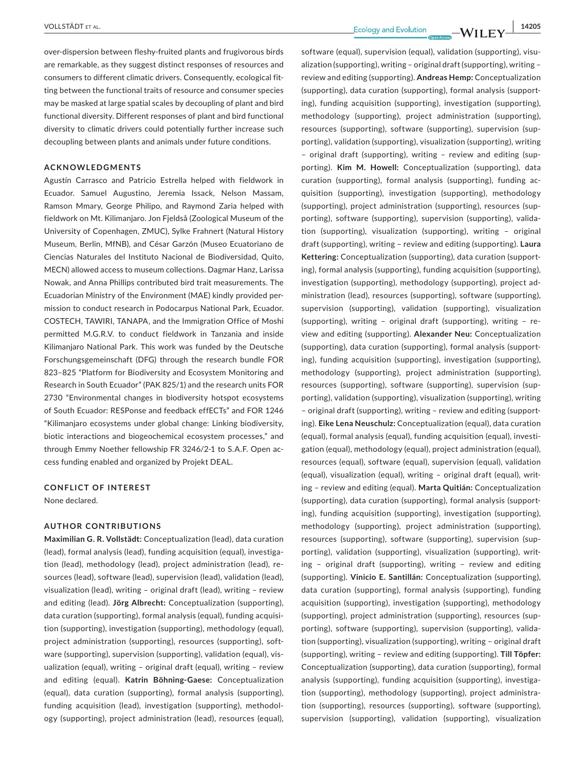over-dispersion between fleshy-fruited plants and frugivorous birds are remarkable, as they suggest distinct responses of resources and consumers to different climatic drivers. Consequently, ecological fitting between the functional traits of resource and consumer species may be masked at large spatial scales by decoupling of plant and bird functional diversity. Different responses of plant and bird functional diversity to climatic drivers could potentially further increase such decoupling between plants and animals under future conditions.

## ACKNOWLEDGMENTS

Agustín Carrasco and Patricio Estrella helped with fieldwork in Ecuador. Samuel Augustino, Jeremia Issack, Nelson Massam, Ramson Mmary, George Philipo, and Raymond Zaria helped with fieldwork on Mt. Kilimanjaro. Jon Fjeldså (Zoological Museum of the University of Copenhagen, ZMUC), Sylke Frahnert (Natural History Museum, Berlin, MfNB), and César Garzón (Museo Ecuatoriano de Ciencias Naturales del Instituto Nacional de Biodiversidad, Quito, MECN) allowed access to museum collections. Dagmar Hanz, Larissa Nowak, and Anna Phillips contributed bird trait measurements. The Ecuadorian Ministry of the Environment (MAE) kindly provided permission to conduct research in Podocarpus National Park, Ecuador. COSTECH, TAWIRI, TANAPA, and the Immigration Office of Moshi permitted M.G.R.V. to conduct fieldwork in Tanzania and inside Kilimanjaro National Park. This work was funded by the Deutsche Forschungsgemeinschaft (DFG) through the research bundle FOR 823–825 "Platform for Biodiversity and Ecosystem Monitoring and Research in South Ecuador" (PAK 825/1) and the research units FOR 2730 "Environmental changes in biodiversity hotspot ecosystems of South Ecuador: RESPonse and feedback effECTs" and FOR 1246 "Kilimanjaro ecosystems under global change: Linking biodiversity, biotic interactions and biogeochemical ecosystem processes," and through Emmy Noether fellowship FR 3246/2-1 to S.A.F. Open access funding enabled and organized by Projekt DEAL.

## CONFLICT OF INTEREST

None declared.

## AUTHOR CONTRIBUTIONS

**Maximilian G. R. Vollstädt:** Conceptualization (lead), data curation (lead), formal analysis (lead), funding acquisition (equal), investigation (lead), methodology (lead), project administration (lead), resources (lead), software (lead), supervision (lead), validation (lead), visualization (lead), writing – original draft (lead), writing – review and editing (lead). **Jörg Albrecht:** Conceptualization (supporting), data curation (supporting), formal analysis (equal), funding acquisition (supporting), investigation (supporting), methodology (equal), project administration (supporting), resources (supporting), software (supporting), supervision (supporting), validation (equal), visualization (equal), writing – original draft (equal), writing – review and editing (equal). **Katrin Böhning-Gaese:** Conceptualization (equal), data curation (supporting), formal analysis (supporting), funding acquisition (lead), investigation (supporting), methodology (supporting), project administration (lead), resources (equal), software (equal), supervision (equal), validation (supporting), visualization (supporting), writing – original draft (supporting), writing – review and editing (supporting). **Andreas Hemp:** Conceptualization (supporting), data curation (supporting), formal analysis (supporting), funding acquisition (supporting), investigation (supporting), methodology (supporting), project administration (supporting), resources (supporting), software (supporting), supervision (supporting), validation (supporting), visualization (supporting), writing – original draft (supporting), writing – review and editing (supporting). **Kim M. Howell:** Conceptualization (supporting), data curation (supporting), formal analysis (supporting), funding acquisition (supporting), investigation (supporting), methodology (supporting), project administration (supporting), resources (supporting), software (supporting), supervision (supporting), validation (supporting), visualization (supporting), writing – original draft (supporting), writing – review and editing (supporting). **Laura Kettering:** Conceptualization (supporting), data curation (supporting), formal analysis (supporting), funding acquisition (supporting), investigation (supporting), methodology (supporting), project administration (lead), resources (supporting), software (supporting), supervision (supporting), validation (supporting), visualization (supporting), writing – original draft (supporting), writing – review and editing (supporting). **Alexander Neu:** Conceptualization (supporting), data curation (supporting), formal analysis (supporting), funding acquisition (supporting), investigation (supporting), methodology (supporting), project administration (supporting), resources (supporting), software (supporting), supervision (supporting), validation (supporting), visualization (supporting), writing – original draft (supporting), writing – review and editing (supporting). **Eike Lena Neuschulz:** Conceptualization (equal), data curation (equal), formal analysis (equal), funding acquisition (equal), investigation (equal), methodology (equal), project administration (equal), resources (equal), software (equal), supervision (equal), validation (equal), visualization (equal), writing – original draft (equal), writing – review and editing (equal). **Marta Quitián:** Conceptualization (supporting), data curation (supporting), formal analysis (supporting), funding acquisition (supporting), investigation (supporting), methodology (supporting), project administration (supporting), resources (supporting), software (supporting), supervision (supporting), validation (supporting), visualization (supporting), writing – original draft (supporting), writing – review and editing (supporting). **Vinicio E. Santillán:** Conceptualization (supporting), data curation (supporting), formal analysis (supporting), funding acquisition (supporting), investigation (supporting), methodology (supporting), project administration (supporting), resources (supporting), software (supporting), supervision (supporting), validation (supporting), visualization (supporting), writing – original draft (supporting), writing – review and editing (supporting). **Till Töpfer:** Conceptualization (supporting), data curation (supporting), formal analysis (supporting), funding acquisition (supporting), investigation (supporting), methodology (supporting), project administration (supporting), resources (supporting), software (supporting), supervision (supporting), validation (supporting), visualization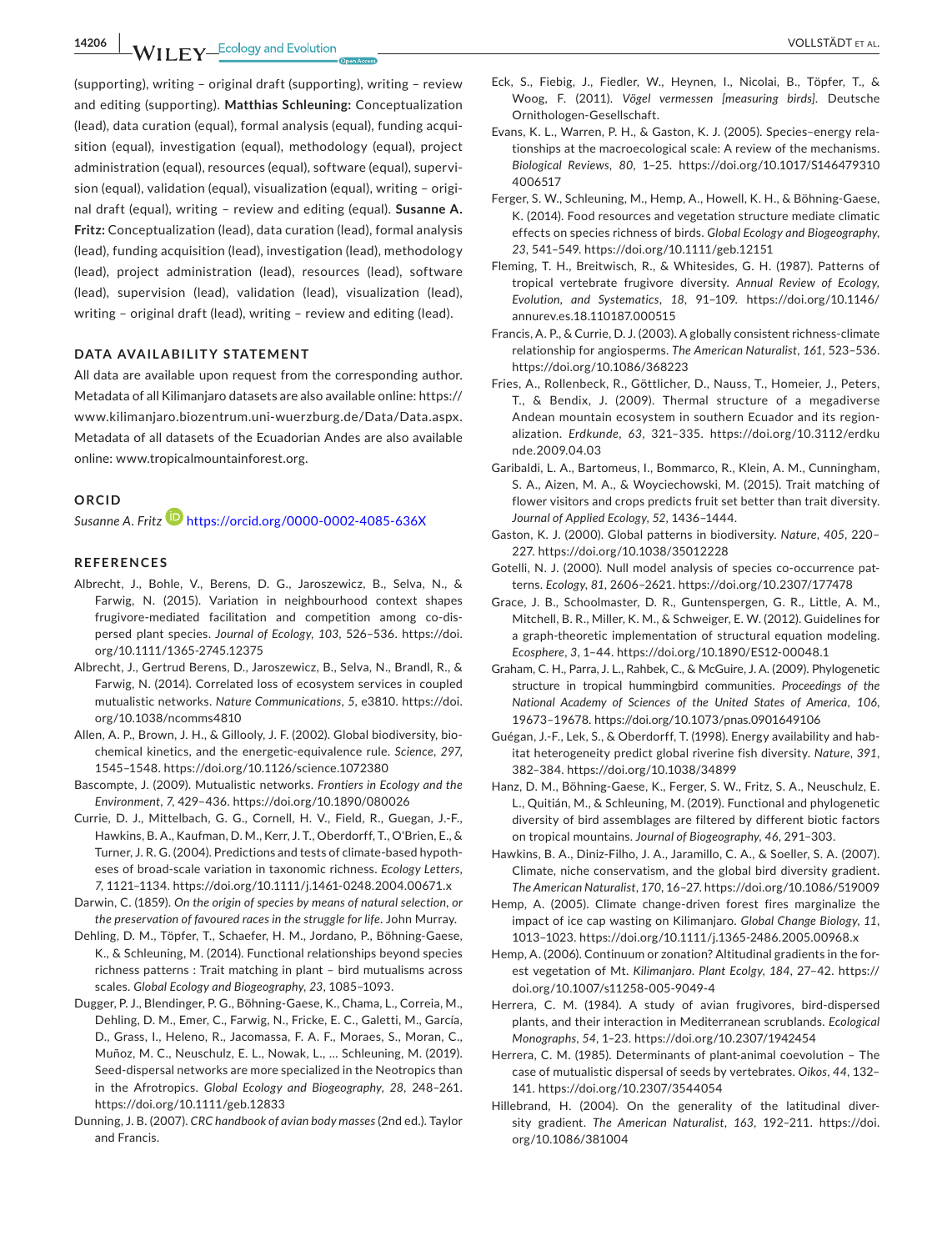(supporting), writing – original draft (supporting), writing – review and editing (supporting). **Matthias Schleuning:** Conceptualization (lead), data curation (equal), formal analysis (equal), funding acquisition (equal), investigation (equal), methodology (equal), project administration (equal), resources (equal), software (equal), supervision (equal), validation (equal), visualization (equal), writing – original draft (equal), writing – review and editing (equal). **Susanne A. Fritz:** Conceptualization (lead), data curation (lead), formal analysis (lead), funding acquisition (lead), investigation (lead), methodology (lead), project administration (lead), resources (lead), software (lead), supervision (lead), validation (lead), visualization (lead), writing – original draft (lead), writing – review and editing (lead).

## DATA AVAILABILITY STATEMENT

All data are available upon request from the corresponding author. Metadata of all Kilimanjaro datasets are also available online: https://www.kilimanjaro.biozentrum.uni-wuerzburg.de/Data/Data.aspx. Metadata of all datasets of the Ecuadorian Andes are also available online: www.tropicalmountainforest.org.

## ORCID

*Susanne A. Fritz* https://orcid.org/0000-0002-4085-636X

## REFERENCES

Albrecht, J., Bohle, V., Berens, D. G., Jaroszewicz, B., Selva, N., & Farwig, N. (2015). Variation in neighbourhood context shapes frugivore-mediated facilitation and competition among co-dispersed plant species. *Journal of Ecology*, *103*, 526–536. https://doi.org/10.1111/1365-2745.12375

Albrecht, J., Gertrud Berens, D., Jaroszewicz, B., Selva, N., Brandl, R., & Farwig, N. (2014). Correlated loss of ecosystem services in coupled mutualistic networks. *Nature Communications*, *5*, e3810. https://doi.org/10.1038/ncomms4810

Allen, A. P., Brown, J. H., & Gillooly, J. F. (2002). Global biodiversity, biochemical kinetics, and the energetic-equivalence rule. *Science*, *297*, 1545–1548. https://doi.org/10.1126/science.1072380

Bascompte, J. (2009). Mutualistic networks. *Frontiers in Ecology and the Environment*, *7*, 429–436. https://doi.org/10.1890/080026

Currie, D. J., Mittelbach, G. G., Cornell, H. V., Field, R., Guegan, J.-F., Hawkins, B. A., Kaufman, D. M., Kerr, J. T., Oberdorff, T., O'Brien, E., & Turner, J. R. G. (2004). Predictions and tests of climate-based hypotheses of broad-scale variation in taxonomic richness. *Ecology Letters*, *7*, 1121–1134. https://doi.org/10.1111/j.1461-0248.2004.00671.x

Darwin, C. (1859). *On the origin of species by means of natural selection, or the preservation of favoured races in the struggle for life*. John Murray.

Dehling, D. M., Töpfer, T., Schaefer, H. M., Jordano, P., Böhning-Gaese, K., & Schleuning, M. (2014). Functional relationships beyond species richness patterns : Trait matching in plant – bird mutualisms across scales. *Global Ecology and Biogeography*, *23*, 1085–1093.

Dugger, P. J., Blendinger, P. G., Böhning-Gaese, K., Chama, L., Correia, M., Dehling, D. M., Emer, C., Farwig, N., Fricke, E. C., Galetti, M., García, D., Grass, I., Heleno, R., Jacomassa, F. A. F., Moraes, S., Moran, C., Muñoz, M. C., Neuschulz, E. L., Nowak, L., … Schleuning, M. (2019). Seed-dispersal networks are more specialized in the Neotropics than in the Afrotropics. *Global Ecology and Biogeography*, *28*, 248–261. https://doi.org/10.1111/geb.12833

Dunning, J. B. (2007). *CRC handbook of avian body masses* (2nd ed.). Taylor and Francis.

Eck, S., Fiebig, J., Fiedler, W., Heynen, I., Nicolai, B., Töpfer, T., & Woog, F. (2011). *Vögel vermessen [measuring birds]*. Deutsche Ornithologen-Gesellschaft.

Evans, K. L., Warren, P. H., & Gaston, K. J. (2005). Species–energy relationships at the macroecological scale: A review of the mechanisms. *Biological Reviews*, *80*, 1–25. https://doi.org/10.1017/S1464793104006517

Ferger, S. W., Schleuning, M., Hemp, A., Howell, K. H., & Böhning-Gaese, K. (2014). Food resources and vegetation structure mediate climatic effects on species richness of birds. *Global Ecology and Biogeography*, *23*, 541–549. https://doi.org/10.1111/geb.12151

Fleming, T. H., Breitwisch, R., & Whitesides, G. H. (1987). Patterns of tropical vertebrate frugivore diversity. *Annual Review of Ecology, Evolution, and Systematics*, *18*, 91–109. https://doi.org/10.1146/annurev.es.18.110187.000515

Francis, A. P., & Currie, D. J. (2003). A globally consistent richness-climate relationship for angiosperms. *The American Naturalist*, *161*, 523–536. https://doi.org/10.1086/368223

Fries, A., Rollenbeck, R., Göttlicher, D., Nauss, T., Homeier, J., Peters, T., & Bendix, J. (2009). Thermal structure of a megadiverse Andean mountain ecosystem in southern Ecuador and its regionalization. *Erdkunde*, *63*, 321–335. https://doi.org/10.3112/erdkunde.2009.04.03

Garibaldi, L. A., Bartomeus, I., Bommarco, R., Klein, A. M., Cunningham, S. A., Aizen, M. A., & Woyciechowski, M. (2015). Trait matching of flower visitors and crops predicts fruit set better than trait diversity. *Journal of Applied Ecology*, *52*, 1436–1444.

Gaston, K. J. (2000). Global patterns in biodiversity. *Nature*, *405*, 220–227. https://doi.org/10.1038/35012228

Gotelli, N. J. (2000). Null model analysis of species co-occurrence patterns. *Ecology*, *81*, 2606–2621. https://doi.org/10.2307/177478

Grace, J. B., Schoolmaster, D. R., Guntenspergen, G. R., Little, A. M., Mitchell, B. R., Miller, K. M., & Schweiger, E. W. (2012). Guidelines for a graph-theoretic implementation of structural equation modeling. *Ecosphere*, *3*, 1–44. https://doi.org/10.1890/ES12-00048.1

Graham, C. H., Parra, J. L., Rahbek, C., & McGuire, J. A. (2009). Phylogenetic structure in tropical hummingbird communities. *Proceedings of the National Academy of Sciences of the United States of America*, *106*, 19673–19678. https://doi.org/10.1073/pnas.0901649106

Guégan, J.-F., Lek, S., & Oberdorff, T. (1998). Energy availability and habitat heterogeneity predict global riverine fish diversity. *Nature*, *391*, 382–384. https://doi.org/10.1038/34899

Hanz, D. M., Böhning-Gaese, K., Ferger, S. W., Fritz, S. A., Neuschulz, E. L., Quitián, M., & Schleuning, M. (2019). Functional and phylogenetic diversity of bird assemblages are filtered by different biotic factors on tropical mountains. *Journal of Biogeography*, *46*, 291–303.

Hawkins, B. A., Diniz-Filho, J. A., Jaramillo, C. A., & Soeller, S. A. (2007). Climate, niche conservatism, and the global bird diversity gradient. *The American Naturalist*, *170*, 16–27. https://doi.org/10.1086/519009

Hemp, A. (2005). Climate change-driven forest fires marginalize the impact of ice cap wasting on Kilimanjaro. *Global Change Biology*, *11*, 1013–1023. https://doi.org/10.1111/j.1365-2486.2005.00968.x

Hemp, A. (2006). Continuum or zonation? Altitudinal gradients in the forest vegetation of Mt. *Kilimanjaro. Plant Ecolgy*, *184*, 27–42. https://doi.org/10.1007/s11258-005-9049-4

Herrera, C. M. (1984). A study of avian frugivores, bird-dispersed plants, and their interaction in Mediterranean scrublands. *Ecological Monographs*, *54*, 1–23. https://doi.org/10.2307/1942454

Herrera, C. M. (1985). Determinants of plant-animal coevolution – The case of mutualistic dispersal of seeds by vertebrates. *Oikos*, *44*, 132–141. https://doi.org/10.2307/3544054

Hillebrand, H. (2004). On the generality of the latitudinal diversity gradient. *The American Naturalist*, *163*, 192–211. https://doi.org/10.1086/381004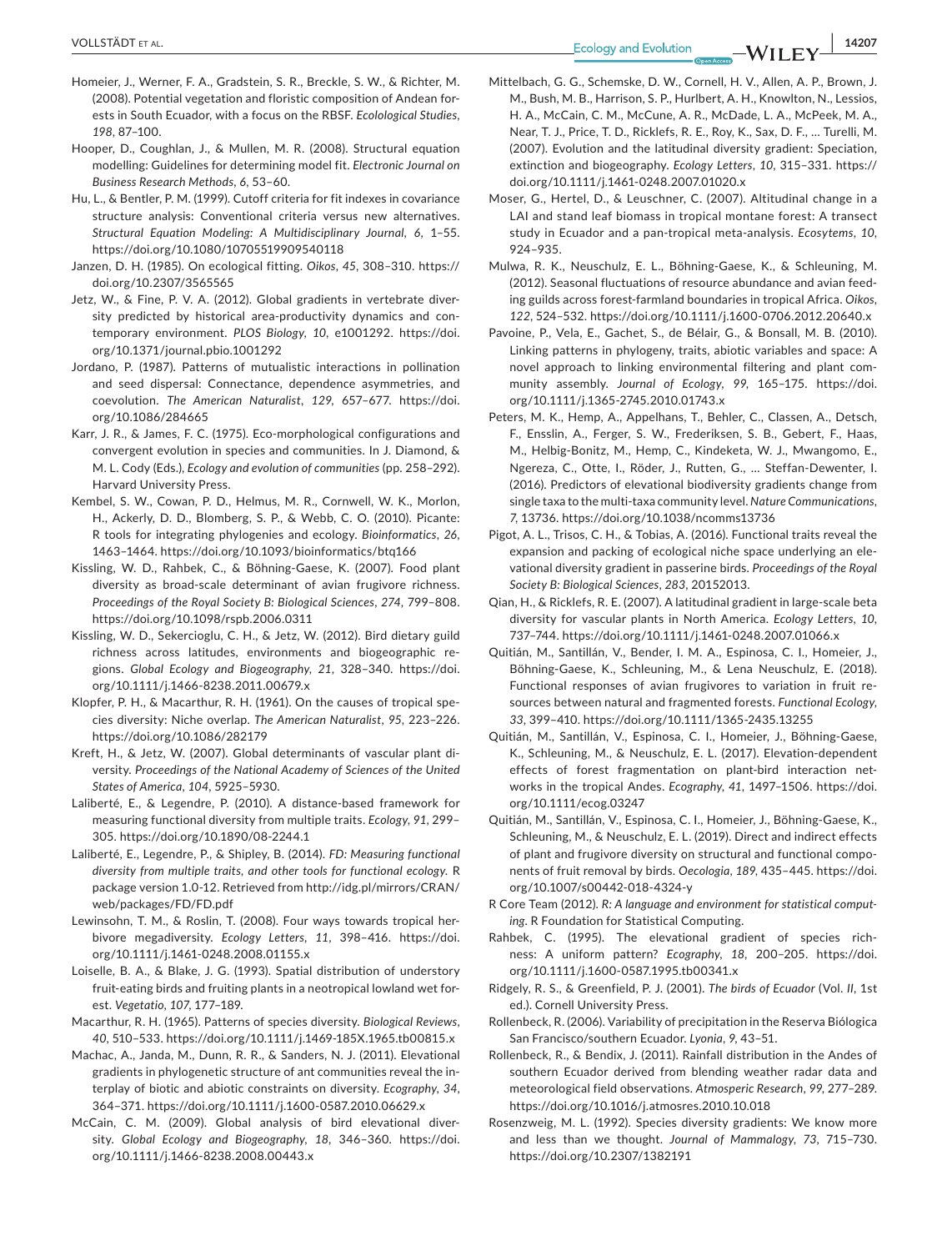Homeier, J., Werner, F. A., Gradstein, S. R., Breckle, S. W., & Richter, M. (2008). Potential vegetation and floristic composition of Andean forests in South Ecuador, with a focus on the RBSF. *Ecolological Studies*, *198*, 87–100.

Hooper, D., Coughlan, J., & Mullen, M. R. (2008). Structural equation modelling: Guidelines for determining model fit. *Electronic Journal on Business Research Methods*, *6*, 53–60.

Hu, L., & Bentler, P. M. (1999). Cutoff criteria for fit indexes in covariance structure analysis: Conventional criteria versus new alternatives. *Structural Equation Modeling: A Multidisciplinary Journal*, *6*, 1–55. https://doi.org/10.1080/10705519909540118

Janzen, D. H. (1985). On ecological fitting. *Oikos*, *45*, 308–310. https://doi.org/10.2307/3565565

Jetz, W., & Fine, P. V. A. (2012). Global gradients in vertebrate diversity predicted by historical area-productivity dynamics and contemporary environment. *PLOS Biology*, *10*, e1001292. https://doi.org/10.1371/journal.pbio.1001292

Jordano, P. (1987). Patterns of mutualistic interactions in pollination and seed dispersal: Connectance, dependence asymmetries, and coevolution. *The American Naturalist*, *129*, 657–677. https://doi.org/10.1086/284665

Karr, J. R., & James, F. C. (1975). Eco-morphological configurations and convergent evolution in species and communities. In J. Diamond, & M. L. Cody (Eds.), *Ecology and evolution of communities* (pp. 258–292). Harvard University Press.

Kembel, S. W., Cowan, P. D., Helmus, M. R., Cornwell, W. K., Morlon, H., Ackerly, D. D., Blomberg, S. P., & Webb, C. O. (2010). Picante: R tools for integrating phylogenies and ecology. *Bioinformatics*, *26*, 1463–1464. https://doi.org/10.1093/bioinformatics/btq166

Kissling, W. D., Rahbek, C., & Böhning-Gaese, K. (2007). Food plant diversity as broad-scale determinant of avian frugivore richness. *Proceedings of the Royal Society B: Biological Sciences*, *274*, 799–808. https://doi.org/10.1098/rspb.2006.0311

Kissling, W. D., Sekercioglu, C. H., & Jetz, W. (2012). Bird dietary guild richness across latitudes, environments and biogeographic regions. *Global Ecology and Biogeography*, *21*, 328–340. https://doi.org/10.1111/j.1466-8238.2011.00679.x

Klopfer, P. H., & Macarthur, R. H. (1961). On the causes of tropical species diversity: Niche overlap. *The American Naturalist*, *95*, 223–226. https://doi.org/10.1086/282179

Kreft, H., & Jetz, W. (2007). Global determinants of vascular plant diversity. *Proceedings of the National Academy of Sciences of the United States of America*, *104*, 5925–5930.

Laliberté, E., & Legendre, P. (2010). A distance-based framework for measuring functional diversity from multiple traits. *Ecology*, *91*, 299–305. https://doi.org/10.1890/08-2244.1

Laliberté, E., Legendre, P., & Shipley, B. (2014). *FD: Measuring functional diversity from multiple traits, and other tools for functional ecology*. R package version 1.0-12. Retrieved from http://idg.pl/mirrors/CRAN/web/packages/FD/FD.pdf

Lewinsohn, T. M., & Roslin, T. (2008). Four ways towards tropical herbivore megadiversity. *Ecology Letters*, *11*, 398–416. https://doi.org/10.1111/j.1461-0248.2008.01155.x

Loiselle, B. A., & Blake, J. G. (1993). Spatial distribution of understory fruit-eating birds and fruiting plants in a neotropical lowland wet forest. *Vegetatio*, *107*, 177–189.

Macarthur, R. H. (1965). Patterns of species diversity. *Biological Reviews*, *40*, 510–533. https://doi.org/10.1111/j.1469-185X.1965.tb00815.x

Machac, A., Janda, M., Dunn, R. R., & Sanders, N. J. (2011). Elevational gradients in phylogenetic structure of ant communities reveal the interplay of biotic and abiotic constraints on diversity. *Ecography*, *34*, 364–371. https://doi.org/10.1111/j.1600-0587.2010.06629.x

McCain, C. M. (2009). Global analysis of bird elevational diversity. *Global Ecology and Biogeography*, *18*, 346–360. https://doi.org/10.1111/j.1466-8238.2008.00443.x

Mittelbach, G. G., Schemske, D. W., Cornell, H. V., Allen, A. P., Brown, J. M., Bush, M. B., Harrison, S. P., Hurlbert, A. H., Knowlton, N., Lessios, H. A., McCain, C. M., McCune, A. R., McDade, L. A., McPeek, M. A., Near, T. J., Price, T. D., Ricklefs, R. E., Roy, K., Sax, D. F., … Turelli, M. (2007). Evolution and the latitudinal diversity gradient: Speciation, extinction and biogeography. *Ecology Letters*, *10*, 315–331. https://doi.org/10.1111/j.1461-0248.2007.01020.x

Moser, G., Hertel, D., & Leuschner, C. (2007). Altitudinal change in a LAI and stand leaf biomass in tropical montane forest: A transect study in Ecuador and a pan-tropical meta-analysis. *Ecosytems*, *10*, 924–935.

Mulwa, R. K., Neuschulz, E. L., Böhning-Gaese, K., & Schleuning, M. (2012). Seasonal fluctuations of resource abundance and avian feeding guilds across forest-farmland boundaries in tropical Africa. *Oikos*, *122*, 524–532. https://doi.org/10.1111/j.1600-0706.2012.20640.x

Pavoine, P., Vela, E., Gachet, S., de Bélair, G., & Bonsall, M. B. (2010). Linking patterns in phylogeny, traits, abiotic variables and space: A novel approach to linking environmental filtering and plant community assembly. *Journal of Ecology*, *99*, 165–175. https://doi.org/10.1111/j.1365-2745.2010.01743.x

Peters, M. K., Hemp, A., Appelhans, T., Behler, C., Classen, A., Detsch, F., Ensslin, A., Ferger, S. W., Frederiksen, S. B., Gebert, F., Haas, M., Helbig-Bonitz, M., Hemp, C., Kindeketa, W. J., Mwangomo, E., Ngereza, C., Otte, I., Röder, J., Rutten, G., … Steffan-Dewenter, I. (2016). Predictors of elevational biodiversity gradients change from single taxa to the multi-taxa community level. *Nature Communications*, *7*, 13736. https://doi.org/10.1038/ncomms13736

Pigot, A. L., Trisos, C. H., & Tobias, A. (2016). Functional traits reveal the expansion and packing of ecological niche space underlying an elevational diversity gradient in passerine birds. *Proceedings of the Royal Society B: Biological Sciences*, *283*, 20152013.

Qian, H., & Ricklefs, R. E. (2007). A latitudinal gradient in large-scale beta diversity for vascular plants in North America. *Ecology Letters*, *10*, 737–744. https://doi.org/10.1111/j.1461-0248.2007.01066.x

Quitián, M., Santillán, V., Bender, I. M. A., Espinosa, C. I., Homeier, J., Böhning-Gaese, K., Schleuning, M., & Lena Neuschulz, E. (2018). Functional responses of avian frugivores to variation in fruit resources between natural and fragmented forests. *Functional Ecology*, *33*, 399–410. https://doi.org/10.1111/1365-2435.13255

Quitián, M., Santillán, V., Espinosa, C. I., Homeier, J., Böhning-Gaese, K., Schleuning, M., & Neuschulz, E. L. (2017). Elevation-dependent effects of forest fragmentation on plant-bird interaction networks in the tropical Andes. *Ecography*, *41*, 1497–1506. https://doi.org/10.1111/ecog.03247

Quitián, M., Santillán, V., Espinosa, C. I., Homeier, J., Böhning-Gaese, K., Schleuning, M., & Neuschulz, E. L. (2019). Direct and indirect effects of plant and frugivore diversity on structural and functional components of fruit removal by birds. *Oecologia*, *189*, 435–445. https://doi.org/10.1007/s00442-018-4324-y

R Core Team (2012). *R: A language and environment for statistical computing*. R Foundation for Statistical Computing.

Rahbek, C. (1995). The elevational gradient of species richness: A uniform pattern? *Ecography*, *18*, 200–205. https://doi.org/10.1111/j.1600-0587.1995.tb00341.x

Ridgely, R. S., & Greenfield, P. J. (2001). *The birds of Ecuador* (Vol. *II*, 1st ed.). Cornell University Press.

Rollenbeck, R. (2006). Variability of precipitation in the Reserva Biólogica San Francisco/southern Ecuador. *Lyonia*, *9*, 43–51.

Rollenbeck, R., & Bendix, J. (2011). Rainfall distribution in the Andes of southern Ecuador derived from blending weather radar data and meteorological field observations. *Atmosperic Research*, *99*, 277–289. https://doi.org/10.1016/j.atmosres.2010.10.018

Rosenzweig, M. L. (1992). Species diversity gradients: We know more and less than we thought. *Journal of Mammalogy*, *73*, 715–730. https://doi.org/10.2307/1382191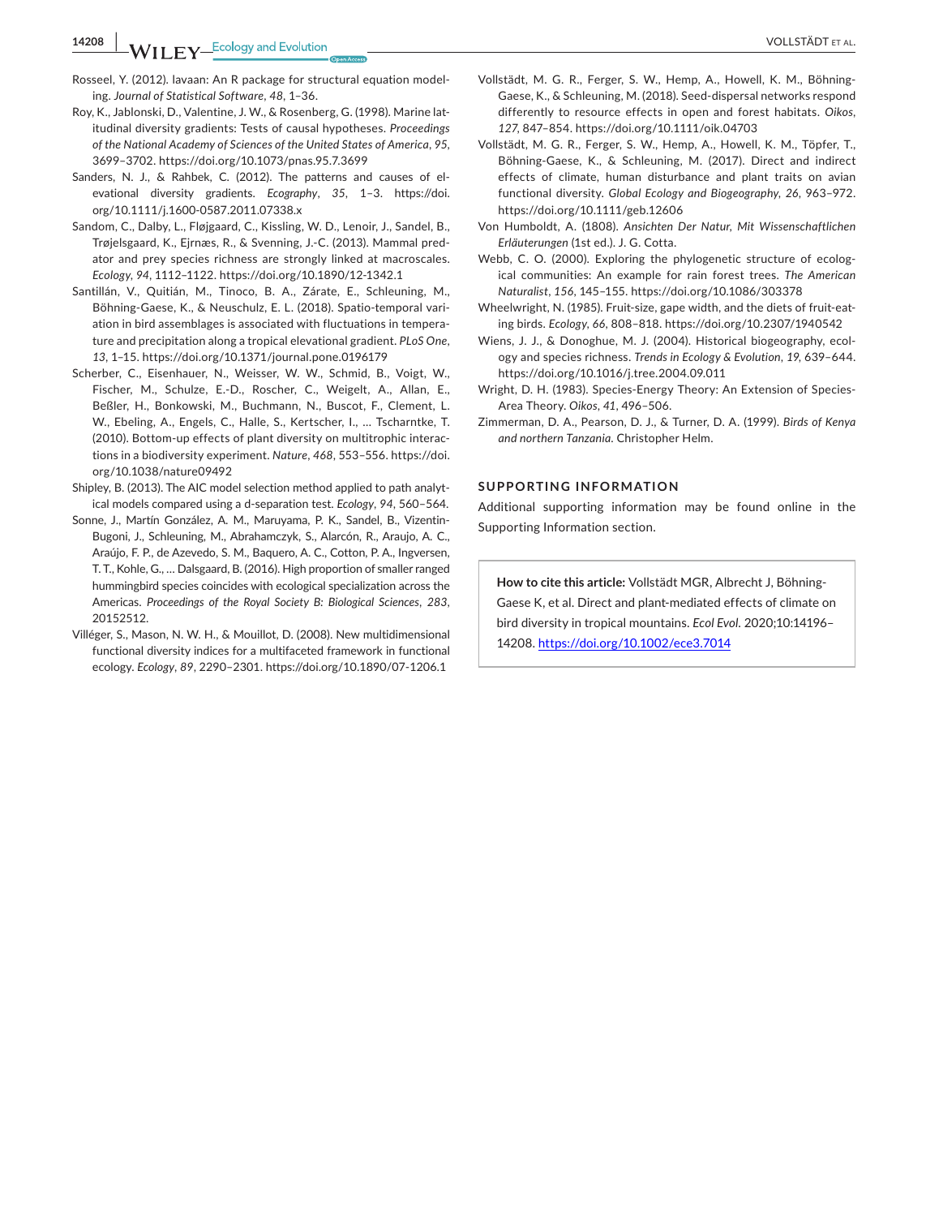Rosseel, Y. (2012). lavaan: An R package for structural equation modeling. *Journal of Statistical Software*, *48*, 1–36.

Roy, K., Jablonski, D., Valentine, J. W., & Rosenberg, G. (1998). Marine latitudinal diversity gradients: Tests of causal hypotheses. *Proceedings of the National Academy of Sciences of the United States of America*, *95*, 3699–3702. https://doi.org/10.1073/pnas.95.7.3699

Sanders, N. J., & Rahbek, C. (2012). The patterns and causes of elevational diversity gradients. *Ecography*, *35*, 1–3. https://doi.org/10.1111/j.1600-0587.2011.07338.x

Sandom, C., Dalby, L., Fløjgaard, C., Kissling, W. D., Lenoir, J., Sandel, B., Trøjelsgaard, K., Ejrnæs, R., & Svenning, J.-C. (2013). Mammal predator and prey species richness are strongly linked at macroscales. *Ecology*, *94*, 1112–1122. https://doi.org/10.1890/12-1342.1

Santillán, V., Quitián, M., Tinoco, B. A., Zárate, E., Schleuning, M., Böhning-Gaese, K., & Neuschulz, E. L. (2018). Spatio-temporal variation in bird assemblages is associated with fluctuations in temperature and precipitation along a tropical elevational gradient. *PLoS One*, *13*, 1–15. https://doi.org/10.1371/journal.pone.0196179

Scherber, C., Eisenhauer, N., Weisser, W. W., Schmid, B., Voigt, W., Fischer, M., Schulze, E.-D., Roscher, C., Weigelt, A., Allan, E., Beßler, H., Bonkowski, M., Buchmann, N., Buscot, F., Clement, L. W., Ebeling, A., Engels, C., Halle, S., Kertscher, I., … Tscharntke, T. (2010). Bottom-up effects of plant diversity on multitrophic interactions in a biodiversity experiment. *Nature*, *468*, 553–556. https://doi.org/10.1038/nature09492

Shipley, B. (2013). The AIC model selection method applied to path analytical models compared using a d-separation test. *Ecology*, *94*, 560–564.

Sonne, J., Martín González, A. M., Maruyama, P. K., Sandel, B., Vizentin-Bugoni, J., Schleuning, M., Abrahamczyk, S., Alarcón, R., Araujo, A. C., Araújo, F. P., de Azevedo, S. M., Baquero, A. C., Cotton, P. A., Ingversen, T. T., Kohle, G., … Dalsgaard, B. (2016). High proportion of smaller ranged hummingbird species coincides with ecological specialization across the Americas. *Proceedings of the Royal Society B: Biological Sciences*, *283*, 20152512.

Villéger, S., Mason, N. W. H., & Mouillot, D. (2008). New multidimensional functional diversity indices for a multifaceted framework in functional ecology. *Ecology*, *89*, 2290–2301. https://doi.org/10.1890/07-1206.1

Vollstädt, M. G. R., Ferger, S. W., Hemp, A., Howell, K. M., Böhning-Gaese, K., & Schleuning, M. (2018). Seed-dispersal networks respond differently to resource effects in open and forest habitats. *Oikos*, *127*, 847–854. https://doi.org/10.1111/oik.04703

Vollstädt, M. G. R., Ferger, S. W., Hemp, A., Howell, K. M., Töpfer, T., Böhning-Gaese, K., & Schleuning, M. (2017). Direct and indirect effects of climate, human disturbance and plant traits on avian functional diversity. *Global Ecology and Biogeography*, *26*, 963–972. https://doi.org/10.1111/geb.12606

Von Humboldt, A. (1808). *Ansichten Der Natur, Mit Wissenschaftlichen Erläuterungen* (1st ed.). J. G. Cotta.

Webb, C. O. (2000). Exploring the phylogenetic structure of ecological communities: An example for rain forest trees. *The American Naturalist*, *156*, 145–155. https://doi.org/10.1086/303378

Wheelwright, N. (1985). Fruit-size, gape width, and the diets of fruit-eating birds. *Ecology*, *66*, 808–818. https://doi.org/10.2307/1940542

Wiens, J. J., & Donoghue, M. J. (2004). Historical biogeography, ecology and species richness. *Trends in Ecology & Evolution*, *19*, 639–644. https://doi.org/10.1016/j.tree.2004.09.011

Wright, D. H. (1983). Species-Energy Theory: An Extension of Species-Area Theory. *Oikos*, *41*, 496–506.

Zimmerman, D. A., Pearson, D. J., & Turner, D. A. (1999). *Birds of Kenya and northern Tanzania*. Christopher Helm.

## SUPPORTING INFORMATION

Additional supporting information may be found online in the Supporting Information section.

**How to cite this article:** Vollstädt MGR, Albrecht J, Böhning-Gaese K, et al. Direct and plant-mediated effects of climate on bird diversity in tropical mountains. *Ecol Evol*. 2020;10:14196–14208. https://doi.org/10.1002/ece3.7014